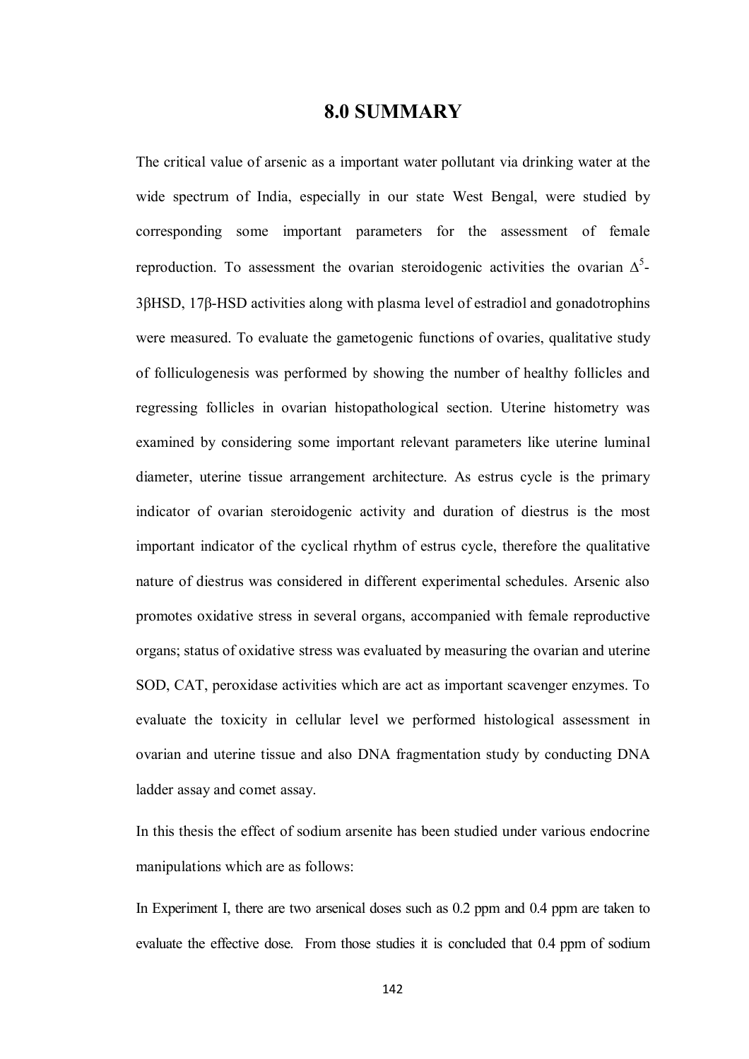# 8.0 SUMMARY

The critical value of arsenic as a important water pollutant via drinking water at the wide spectrum of India, especially in our state West Bengal, were studied by corresponding some important parameters for the assessment of female reproduction. To assessment the ovarian steroidogenic activities the ovarian $\Delta^5$-3βHSD, 17β-HSD activities along with plasma level of estradiol and gonadotrophins were measured. To evaluate the gametogenic functions of ovaries, qualitative study of folliculogenesis was performed by showing the number of healthy follicles and regressing follicles in ovarian histopathological section. Uterine histometry was examined by considering some important relevant parameters like uterine luminal diameter, uterine tissue arrangement architecture. As estrus cycle is the primary indicator of ovarian steroidogenic activity and duration of diestrus is the most important indicator of the cyclical rhythm of estrus cycle, therefore the qualitative nature of diestrus was considered in different experimental schedules. Arsenic also promotes oxidative stress in several organs, accompanied with female reproductive organs; status of oxidative stress was evaluated by measuring the ovarian and uterine SOD, CAT, peroxidase activities which are act as important scavenger enzymes. To evaluate the toxicity in cellular level we performed histological assessment in ovarian and uterine tissue and also DNA fragmentation study by conducting DNA ladder assay and comet assay.

In this thesis the effect of sodium arsenite has been studied under various endocrine manipulations which are as follows:

In Experiment I, there are two arsenical doses such as 0.2 ppm and 0.4 ppm are taken to evaluate the effective dose. From those studies it is concluded that 0.4 ppm of sodium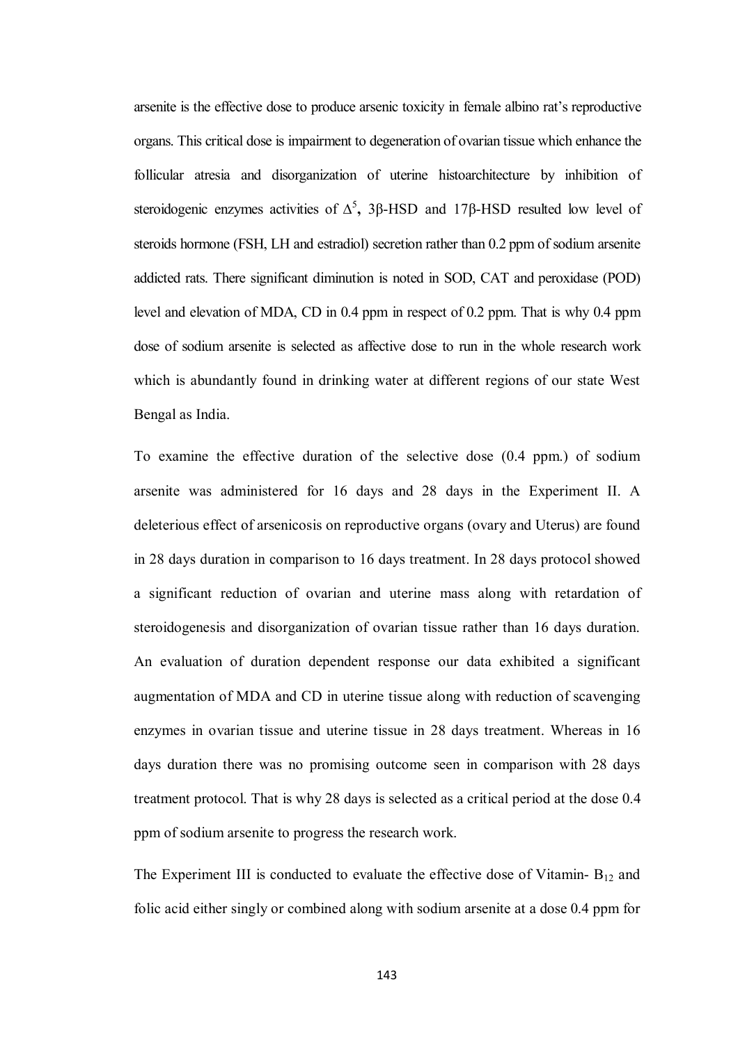arsenite is the effective dose to produce arsenic toxicity in female albino rat's reproductive organs. This critical dose is impairment to degeneration of ovarian tissue which enhance the follicular atresia and disorganization of uterine histoarchitecture by inhibition of steroidogenic enzymes activities of $\Delta^5$, 3β-HSD and 17β-HSD resulted low level of steroids hormone (FSH, LH and estradiol) secretion rather than 0.2 ppm of sodium arsenite addicted rats. There significant diminution is noted in SOD, CAT and peroxidase (POD) level and elevation of MDA, CD in 0.4 ppm in respect of 0.2 ppm. That is why 0.4 ppm dose of sodium arsenite is selected as affective dose to run in the whole research work which is abundantly found in drinking water at different regions of our state West Bengal as India.

To examine the effective duration of the selective dose (0.4 ppm.) of sodium arsenite was administered for 16 days and 28 days in the Experiment II. A deleterious effect of arsenicosis on reproductive organs (ovary and Uterus) are found in 28 days duration in comparison to 16 days treatment. In 28 days protocol showed a significant reduction of ovarian and uterine mass along with retardation of steroidogenesis and disorganization of ovarian tissue rather than 16 days duration. An evaluation of duration dependent response our data exhibited a significant augmentation of MDA and CD in uterine tissue along with reduction of scavenging enzymes in ovarian tissue and uterine tissue in 28 days treatment. Whereas in 16 days duration there was no promising outcome seen in comparison with 28 days treatment protocol. That is why 28 days is selected as a critical period at the dose 0.4 ppm of sodium arsenite to progress the research work.

The Experiment III is conducted to evaluate the effective dose of Vitamin- $B_{12}$ and folic acid either singly or combined along with sodium arsenite at a dose 0.4 ppm for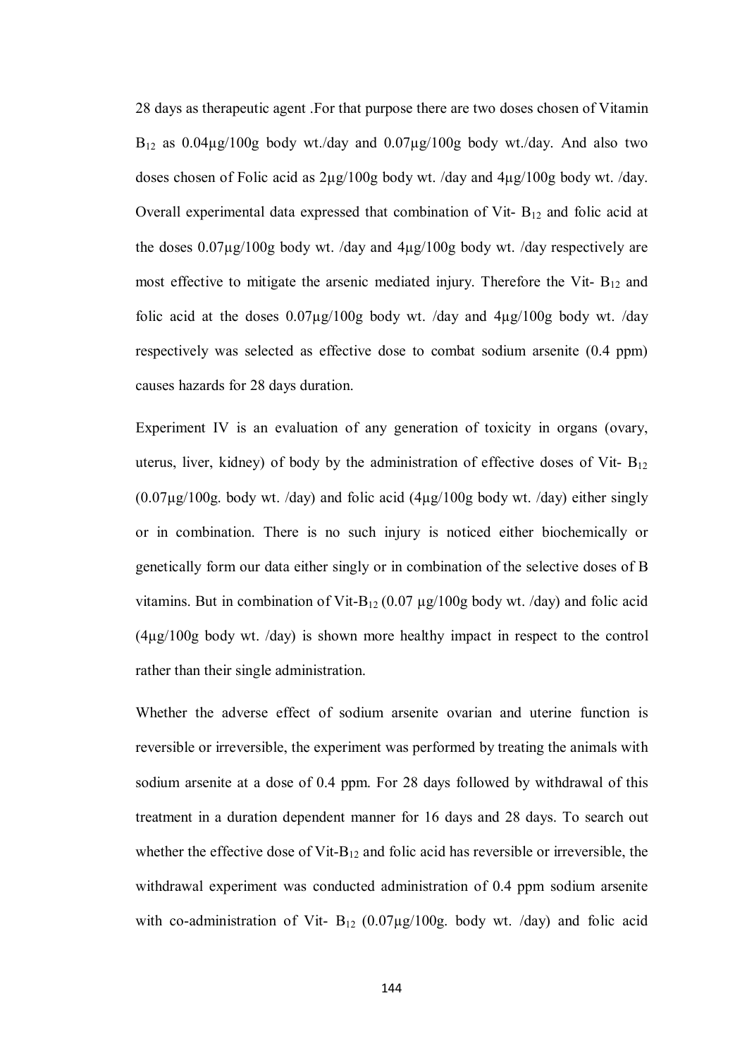28 days as therapeutic agent .For that purpose there are two doses chosen of Vitamin $B_{12}$ as 0.04µg/100g body wt./day and 0.07µg/100g body wt./day. And also two doses chosen of Folic acid as 2µg/100g body wt. /day and 4µg/100g body wt. /day. Overall experimental data expressed that combination of Vit- $B_{12}$ and folic acid at the doses 0.07µg/100g body wt. /day and 4µg/100g body wt. /day respectively are most effective to mitigate the arsenic mediated injury. Therefore the Vit- $B_{12}$ and folic acid at the doses 0.07µg/100g body wt. /day and 4µg/100g body wt. /day respectively was selected as effective dose to combat sodium arsenite (0.4 ppm) causes hazards for 28 days duration.

Experiment IV is an evaluation of any generation of toxicity in organs (ovary, uterus, liver, kidney) of body by the administration of effective doses of Vit- $B_{12}$ (0.07µg/100g. body wt. /day) and folic acid (4µg/100g body wt. /day) either singly or in combination. There is no such injury is noticed either biochemically or genetically form our data either singly or in combination of the selective doses of B vitamins. But in combination of Vit-$B_{12}$ (0.07 µg/100g body wt. /day) and folic acid (4µg/100g body wt. /day) is shown more healthy impact in respect to the control rather than their single administration.

Whether the adverse effect of sodium arsenite ovarian and uterine function is reversible or irreversible, the experiment was performed by treating the animals with sodium arsenite at a dose of 0.4 ppm. For 28 days followed by withdrawal of this treatment in a duration dependent manner for 16 days and 28 days. To search out whether the effective dose of Vit-$B_{12}$ and folic acid has reversible or irreversible, the withdrawal experiment was conducted administration of 0.4 ppm sodium arsenite with co-administration of Vit- $B_{12}$ (0.07µg/100g. body wt. /day) and folic acid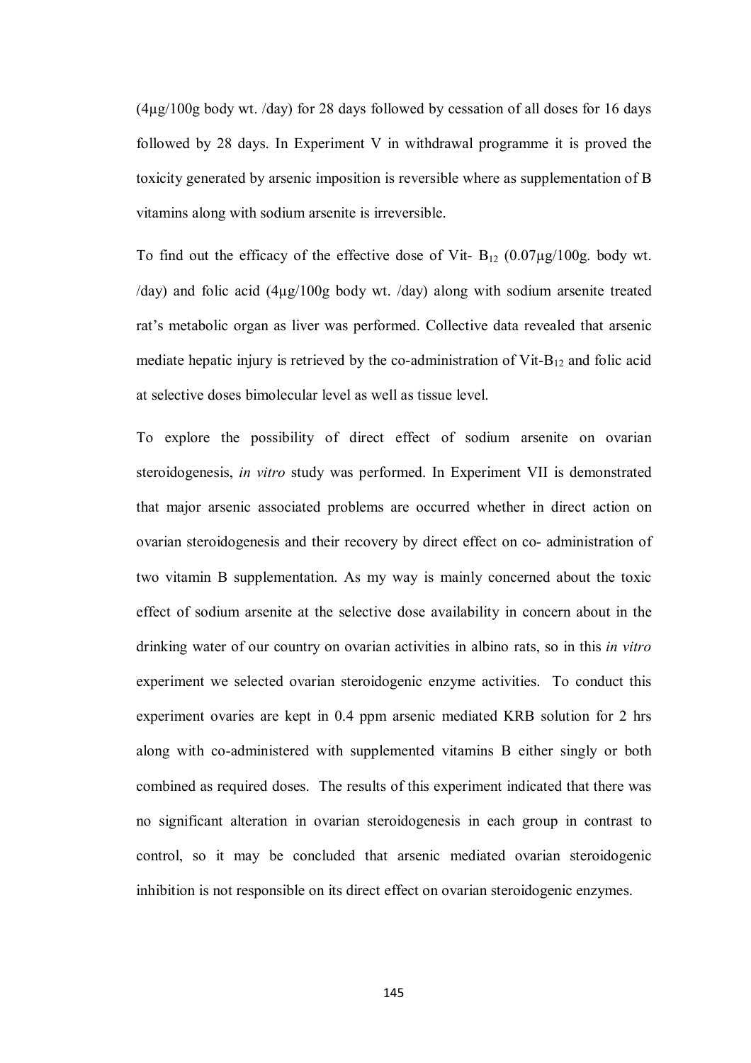(4μg/100g body wt. /day) for 28 days followed by cessation of all doses for 16 days followed by 28 days. In Experiment V in withdrawal programme it is proved the toxicity generated by arsenic imposition is reversible where as supplementation of B vitamins along with sodium arsenite is irreversible.

To find out the efficacy of the effective dose of Vit- $B_{12}$ (0.07μg/100g. body wt. /day) and folic acid (4μg/100g body wt. /day) along with sodium arsenite treated rat's metabolic organ as liver was performed. Collective data revealed that arsenic mediate hepatic injury is retrieved by the co-administration of Vit-$B_{12}$ and folic acid at selective doses bimolecular level as well as tissue level.

To explore the possibility of direct effect of sodium arsenite on ovarian steroidogenesis, *in vitro* study was performed. In Experiment VII is demonstrated that major arsenic associated problems are occurred whether in direct action on ovarian steroidogenesis and their recovery by direct effect on co- administration of two vitamin B supplementation. As my way is mainly concerned about the toxic effect of sodium arsenite at the selective dose availability in concern about in the drinking water of our country on ovarian activities in albino rats, so in this *in vitro* experiment we selected ovarian steroidogenic enzyme activities. To conduct this experiment ovaries are kept in 0.4 ppm arsenic mediated KRB solution for 2 hrs along with co-administered with supplemented vitamins B either singly or both combined as required doses. The results of this experiment indicated that there was no significant alteration in ovarian steroidogenesis in each group in contrast to control, so it may be concluded that arsenic mediated ovarian steroidogenic inhibition is not responsible on its direct effect on ovarian steroidogenic enzymes.